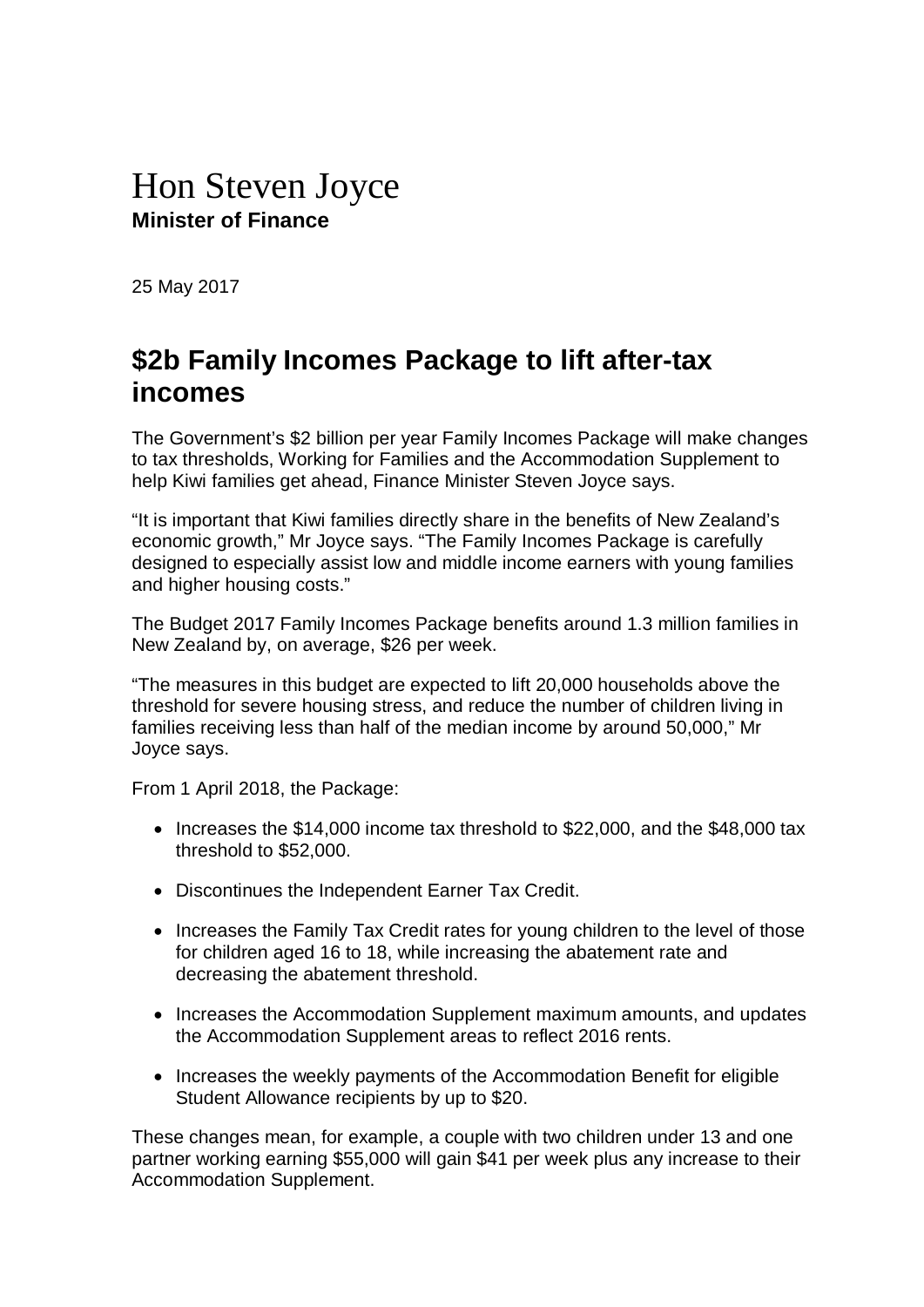# Hon Steven Joyce

**Minister of Finance**

25 May 2017

## $2b Family Incomes Package to lift after-tax incomes

The Government's $2 billion per year Family Incomes Package will make changes to tax thresholds, Working for Families and the Accommodation Supplement to help Kiwi families get ahead, Finance Minister Steven Joyce says.

"It is important that Kiwi families directly share in the benefits of New Zealand's economic growth," Mr Joyce says. "The Family Incomes Package is carefully designed to especially assist low and middle income earners with young families and higher housing costs."

The Budget 2017 Family Incomes Package benefits around 1.3 million families in New Zealand by, on average, $26 per week.

"The measures in this budget are expected to lift 20,000 households above the threshold for severe housing stress, and reduce the number of children living in families receiving less than half of the median income by around 50,000," Mr Joyce says.

From 1 April 2018, the Package:

- Increases the $14,000 income tax threshold to $22,000, and the $48,000 tax threshold to $52,000.
- Discontinues the Independent Earner Tax Credit.
- Increases the Family Tax Credit rates for young children to the level of those for children aged 16 to 18, while increasing the abatement rate and decreasing the abatement threshold.
- Increases the Accommodation Supplement maximum amounts, and updates the Accommodation Supplement areas to reflect 2016 rents.
- Increases the weekly payments of the Accommodation Benefit for eligible Student Allowance recipients by up to $20.

These changes mean, for example, a couple with two children under 13 and one partner working earning $55,000 will gain $41 per week plus any increase to their Accommodation Supplement.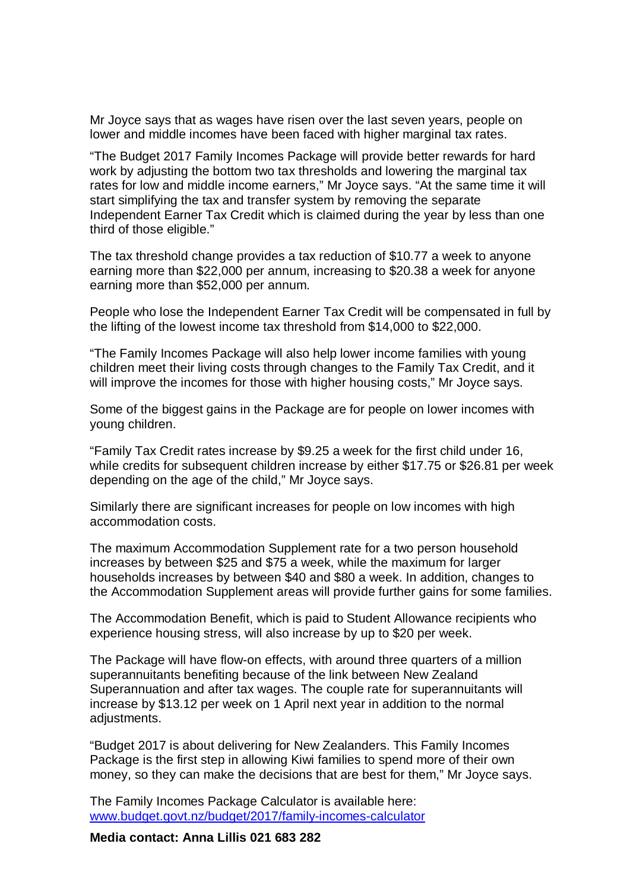Mr Joyce says that as wages have risen over the last seven years, people on lower and middle incomes have been faced with higher marginal tax rates.

"The Budget 2017 Family Incomes Package will provide better rewards for hard work by adjusting the bottom two tax thresholds and lowering the marginal tax rates for low and middle income earners," Mr Joyce says. "At the same time it will start simplifying the tax and transfer system by removing the separate Independent Earner Tax Credit which is claimed during the year by less than one third of those eligible."

The tax threshold change provides a tax reduction of $10.77 a week to anyone earning more than $22,000 per annum, increasing to $20.38 a week for anyone earning more than $52,000 per annum.

People who lose the Independent Earner Tax Credit will be compensated in full by the lifting of the lowest income tax threshold from $14,000 to $22,000.

"The Family Incomes Package will also help lower income families with young children meet their living costs through changes to the Family Tax Credit, and it will improve the incomes for those with higher housing costs," Mr Joyce says.

Some of the biggest gains in the Package are for people on lower incomes with young children.

"Family Tax Credit rates increase by $9.25 a week for the first child under 16, while credits for subsequent children increase by either $17.75 or $26.81 per week depending on the age of the child," Mr Joyce says.

Similarly there are significant increases for people on low incomes with high accommodation costs.

The maximum Accommodation Supplement rate for a two person household increases by between $25 and $75 a week, while the maximum for larger households increases by between $40 and $80 a week. In addition, changes to the Accommodation Supplement areas will provide further gains for some families.

The Accommodation Benefit, which is paid to Student Allowance recipients who experience housing stress, will also increase by up to $20 per week.

The Package will have flow-on effects, with around three quarters of a million superannuitants benefiting because of the link between New Zealand Superannuation and after tax wages. The couple rate for superannuitants will increase by $13.12 per week on 1 April next year in addition to the normal adjustments.

"Budget 2017 is about delivering for New Zealanders. This Family Incomes Package is the first step in allowing Kiwi families to spend more of their own money, so they can make the decisions that are best for them," Mr Joyce says.

The Family Incomes Package Calculator is available here: [www.budget.govt.nz/budget/2017/family-incomes-calculator](http://www.budget.govt.nz/budget/2017/family-incomes-calculator)

**Media contact: Anna Lillis 021 683 282**